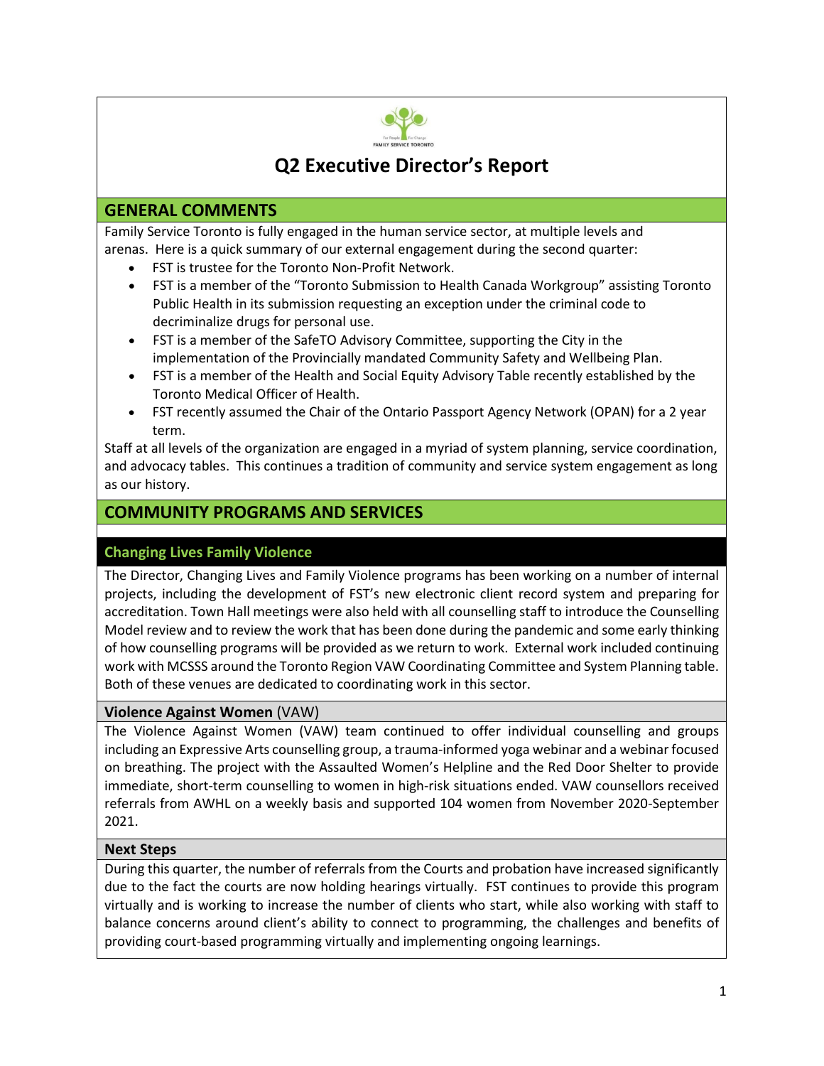# Q2 Executive Director's Report

## GENERAL COMMENTS

Family Service Toronto is fully engaged in the human service sector, at multiple levels and arenas. Here is a quick summary of our external engagement during the second quarter:

- FST is trustee for the Toronto Non-Profit Network.
- FST is a member of the "Toronto Submission to Health Canada Workgroup" assisting Toronto Public Health in its submission requesting an exception under the criminal code to decriminalize drugs for personal use.
- FST is a member of the SafeTO Advisory Committee, supporting the City in the implementation of the Provincially mandated Community Safety and Wellbeing Plan.
- FST is a member of the Health and Social Equity Advisory Table recently established by the Toronto Medical Officer of Health.
- FST recently assumed the Chair of the Ontario Passport Agency Network (OPAN) for a 2 year term.

Staff at all levels of the organization are engaged in a myriad of system planning, service coordination, and advocacy tables. This continues a tradition of community and service system engagement as long as our history.

## COMMUNITY PROGRAMS AND SERVICES

### Changing Lives Family Violence

The Director, Changing Lives and Family Violence programs has been working on a number of internal projects, including the development of FST's new electronic client record system and preparing for accreditation. Town Hall meetings were also held with all counselling staff to introduce the Counselling Model review and to review the work that has been done during the pandemic and some early thinking of how counselling programs will be provided as we return to work. External work included continuing work with MCSSS around the Toronto Region VAW Coordinating Committee and System Planning table. Both of these venues are dedicated to coordinating work in this sector.

#### **Violence Against Women** (VAW)

The Violence Against Women (VAW) team continued to offer individual counselling and groups including an Expressive Arts counselling group, a trauma-informed yoga webinar and a webinar focused on breathing. The project with the Assaulted Women's Helpline and the Red Door Shelter to provide immediate, short-term counselling to women in high-risk situations ended. VAW counsellors received referrals from AWHL on a weekly basis and supported 104 women from November 2020-September 2021.

#### Next Steps

During this quarter, the number of referrals from the Courts and probation have increased significantly due to the fact the courts are now holding hearings virtually. FST continues to provide this program virtually and is working to increase the number of clients who start, while also working with staff to balance concerns around client's ability to connect to programming, the challenges and benefits of providing court-based programming virtually and implementing ongoing learnings.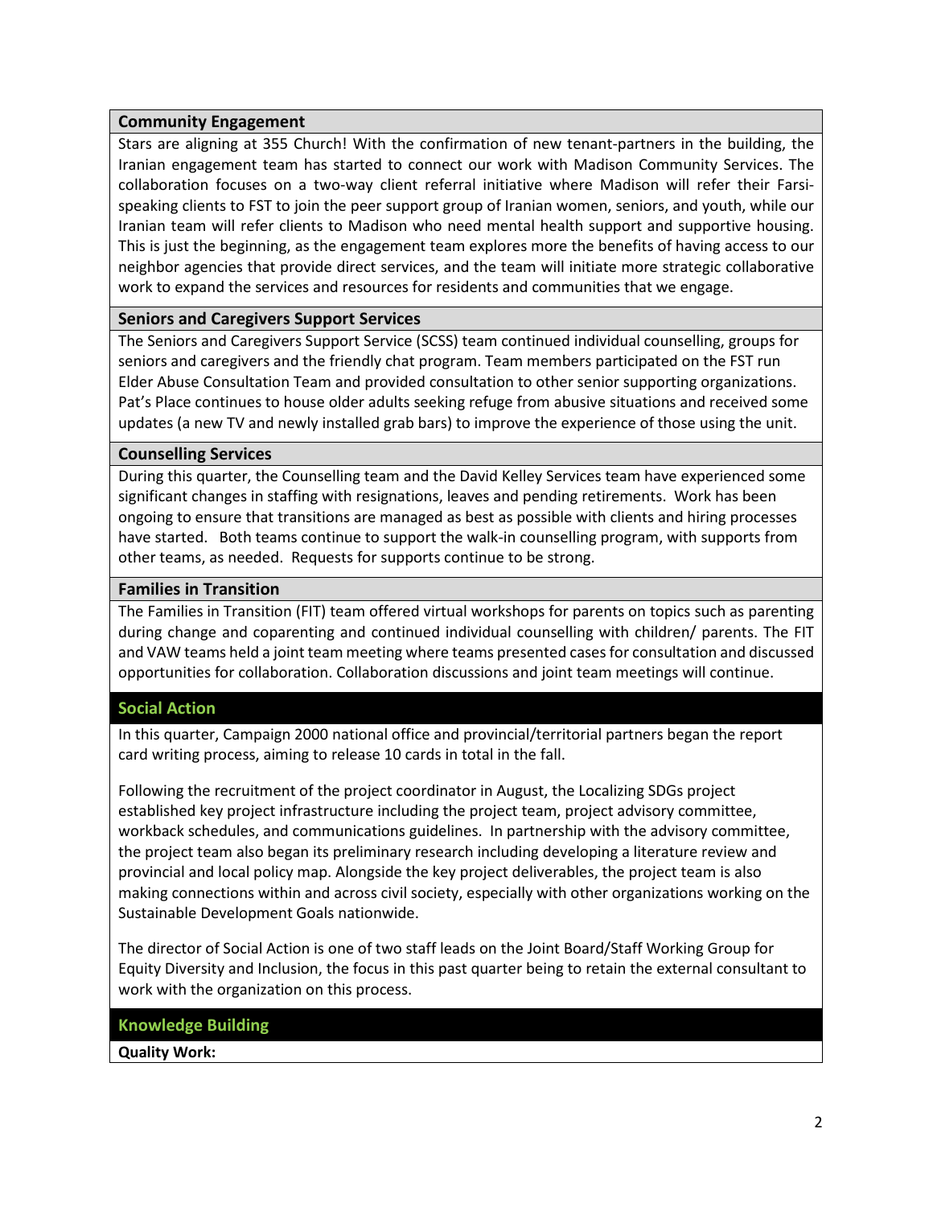### Community Engagement

Stars are aligning at 355 Church! With the confirmation of new tenant-partners in the building, the Iranian engagement team has started to connect our work with Madison Community Services. The collaboration focuses on a two-way client referral initiative where Madison will refer their Farsi-speaking clients to FST to join the peer support group of Iranian women, seniors, and youth, while our Iranian team will refer clients to Madison who need mental health support and supportive housing. This is just the beginning, as the engagement team explores more the benefits of having access to our neighbor agencies that provide direct services, and the team will initiate more strategic collaborative work to expand the services and resources for residents and communities that we engage.

### Seniors and Caregivers Support Services

The Seniors and Caregivers Support Service (SCSS) team continued individual counselling, groups for seniors and caregivers and the friendly chat program. Team members participated on the FST run Elder Abuse Consultation Team and provided consultation to other senior supporting organizations. Pat's Place continues to house older adults seeking refuge from abusive situations and received some updates (a new TV and newly installed grab bars) to improve the experience of those using the unit.

### Counselling Services

During this quarter, the Counselling team and the David Kelley Services team have experienced some significant changes in staffing with resignations, leaves and pending retirements. Work has been ongoing to ensure that transitions are managed as best as possible with clients and hiring processes have started. Both teams continue to support the walk-in counselling program, with supports from other teams, as needed. Requests for supports continue to be strong.

### Families in Transition

The Families in Transition (FIT) team offered virtual workshops for parents on topics such as parenting during change and coparenting and continued individual counselling with children/ parents. The FIT and VAW teams held a joint team meeting where teams presented cases for consultation and discussed opportunities for collaboration. Collaboration discussions and joint team meetings will continue.

## Social Action

In this quarter, Campaign 2000 national office and provincial/territorial partners began the report card writing process, aiming to release 10 cards in total in the fall.

Following the recruitment of the project coordinator in August, the Localizing SDGs project established key project infrastructure including the project team, project advisory committee, workback schedules, and communications guidelines. In partnership with the advisory committee, the project team also began its preliminary research including developing a literature review and provincial and local policy map. Alongside the key project deliverables, the project team is also making connections within and across civil society, especially with other organizations working on the Sustainable Development Goals nationwide.

The director of Social Action is one of two staff leads on the Joint Board/Staff Working Group for Equity Diversity and Inclusion, the focus in this past quarter being to retain the external consultant to work with the organization on this process.

## Knowledge Building

**Quality Work:**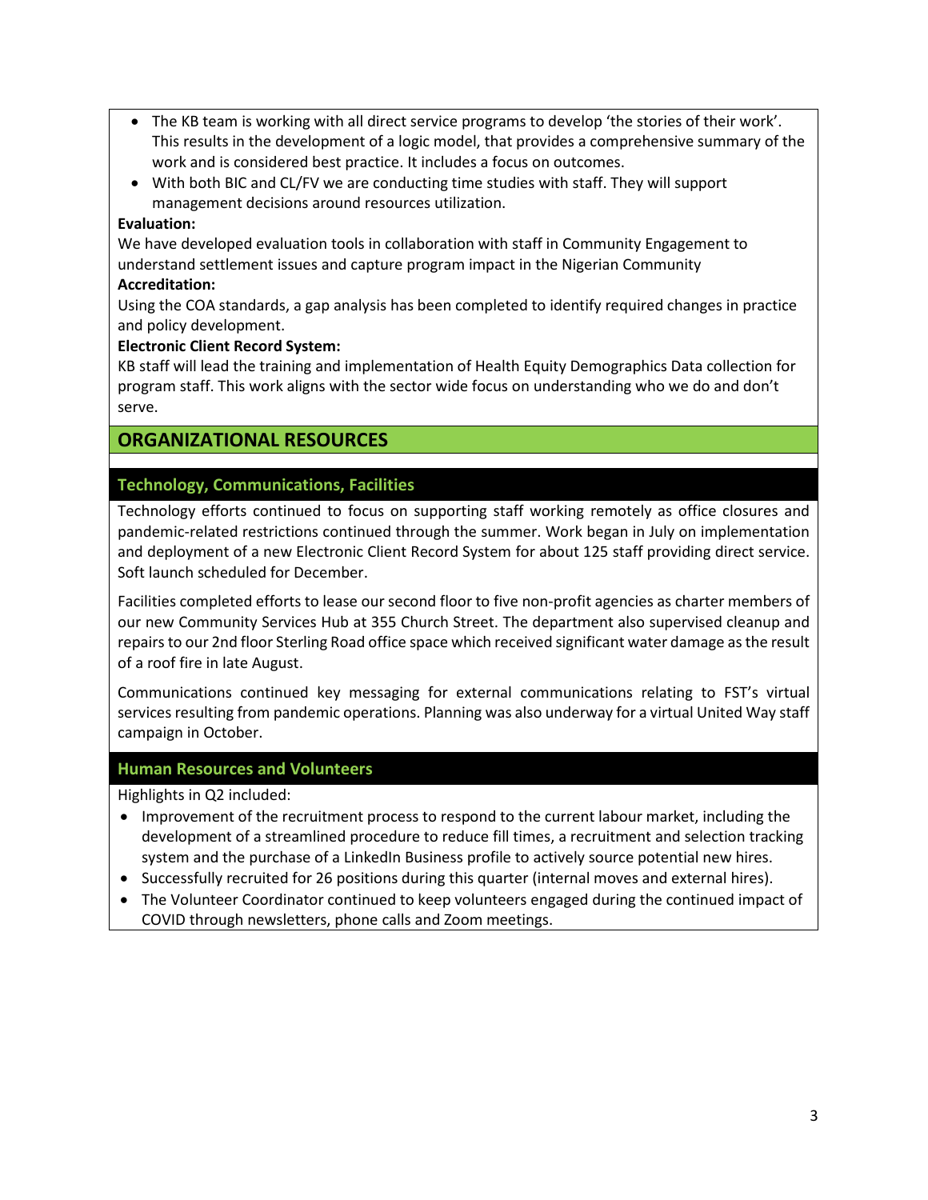- The KB team is working with all direct service programs to develop 'the stories of their work'. This results in the development of a logic model, that provides a comprehensive summary of the work and is considered best practice. It includes a focus on outcomes.
- With both BIC and CL/FV we are conducting time studies with staff. They will support management decisions around resources utilization.

**Evaluation:**

We have developed evaluation tools in collaboration with staff in Community Engagement to understand settlement issues and capture program impact in the Nigerian Community

**Accreditation:**

Using the COA standards, a gap analysis has been completed to identify required changes in practice and policy development.

**Electronic Client Record System:**

KB staff will lead the training and implementation of Health Equity Demographics Data collection for program staff. This work aligns with the sector wide focus on understanding who we do and don't serve.

## ORGANIZATIONAL RESOURCES

### Technology, Communications, Facilities

Technology efforts continued to focus on supporting staff working remotely as office closures and pandemic-related restrictions continued through the summer. Work began in July on implementation and deployment of a new Electronic Client Record System for about 125 staff providing direct service. Soft launch scheduled for December.

Facilities completed efforts to lease our second floor to five non-profit agencies as charter members of our new Community Services Hub at 355 Church Street. The department also supervised cleanup and repairs to our 2nd floor Sterling Road office space which received significant water damage as the result of a roof fire in late August.

Communications continued key messaging for external communications relating to FST's virtual services resulting from pandemic operations. Planning was also underway for a virtual United Way staff campaign in October.

### Human Resources and Volunteers

Highlights in Q2 included:

- Improvement of the recruitment process to respond to the current labour market, including the development of a streamlined procedure to reduce fill times, a recruitment and selection tracking system and the purchase of a LinkedIn Business profile to actively source potential new hires.
- Successfully recruited for 26 positions during this quarter (internal moves and external hires).
- The Volunteer Coordinator continued to keep volunteers engaged during the continued impact of COVID through newsletters, phone calls and Zoom meetings.